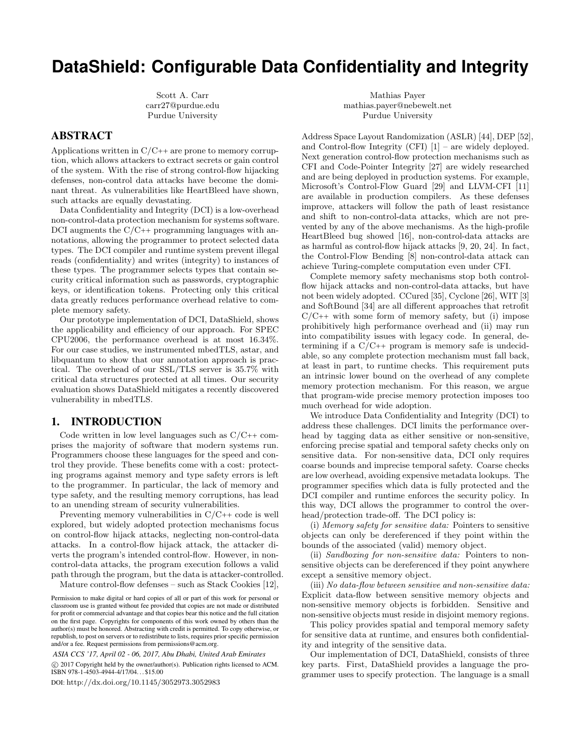# DataShield: Configurable Data Confidentiality and Integrity

Scott A. Carr
carr27@purdue.edu
Purdue University

Mathias Payer
mathias.payer@nebewelt.net
Purdue University

## ABSTRACT

Applications written in C/C++ are prone to memory corruption, which allows attackers to extract secrets or gain control of the system. With the rise of strong control-flow hijacking defenses, non-control data attacks have become the dominant threat. As vulnerabilities like HeartBleed have shown, such attacks are equally devastating.

Data Confidentiality and Integrity (DCI) is a low-overhead non-control-data protection mechanism for systems software. DCI augments the C/C++ programming languages with annotations, allowing the programmer to protect selected data types. The DCI compiler and runtime system prevent illegal reads (confidentiality) and writes (integrity) to instances of these types. The programmer selects types that contain security critical information such as passwords, cryptographic keys, or identification tokens. Protecting only this critical data greatly reduces performance overhead relative to complete memory safety.

Our prototype implementation of DCI, DataShield, shows the applicability and efficiency of our approach. For SPEC CPU2006, the performance overhead is at most 16.34%. For our case studies, we instrumented mbedTLS, astar, and libquantum to show that our annotation approach is practical. The overhead of our SSL/TLS server is 35.7% with critical data structures protected at all times. Our security evaluation shows DataShield mitigates a recently discovered vulnerability in mbedTLS.

## 1. INTRODUCTION

Code written in low level languages such as C/C++ comprises the majority of software that modern systems run. Programmers choose these languages for the speed and control they provide. These benefits come with a cost: protecting programs against memory and type safety errors is left to the programmer. In particular, the lack of memory and type safety, and the resulting memory corruptions, has lead to an unending stream of security vulnerabilities.

Preventing memory vulnerabilities in C/C++ code is well explored, but widely adopted protection mechanisms focus on control-flow hijack attacks, neglecting non-control-data attacks. In a control-flow hijack attack, the attacker diverts the program's intended control-flow. However, in non-control-data attacks, the program execution follows a valid path through the program, but the data is attacker-controlled.

Mature control-flow defenses – such as Stack Cookies [12], Address Space Layout Randomization (ASLR) [44], DEP [52], and Control-flow Integrity (CFI) [1] – are widely deployed. Next generation control-flow protection mechanisms such as CFI and Code-Pointer Integrity [27] are widely researched and are being deployed in production systems. For example, Microsoft's Control-Flow Guard [29] and LLVM-CFI [11] are available in production compilers. As these defenses improve, attackers will follow the path of least resistance and shift to non-control-data attacks, which are not prevented by any of the above mechanisms. As the high-profile HeartBleed bug showed [16], non-control-data attacks are as harmful as control-flow hijack attacks [9, 20, 24]. In fact, the Control-Flow Bending [8] non-control-data attack can achieve Turing-complete computation even under CFI.

Complete memory safety mechanisms stop both control-flow hijack attacks and non-control-data attacks, but have not been widely adopted. CCured [35], Cyclone [26], WIT [3] and SoftBound [34] are all different approaches that retrofit C/C++ with some form of memory safety, but (i) impose prohibitively high performance overhead and (ii) may run into compatibility issues with legacy code. In general, determining if a C/C++ program is memory safe is undecidable, so any complete protection mechanism must fall back, at least in part, to runtime checks. This requirement puts an intrinsic lower bound on the overhead of any complete memory protection mechanism. For this reason, we argue that program-wide precise memory protection imposes too much overhead for wide adoption.

We introduce Data Confidentiality and Integrity (DCI) to address these challenges. DCI limits the performance overhead by tagging data as either sensitive or non-sensitive, enforcing precise spatial and temporal safety checks only on sensitive data. For non-sensitive data, DCI only requires coarse bounds and imprecise temporal safety. Coarse checks are low overhead, avoiding expensive metadata lookups. The programmer specifies which data is fully protected and the DCI compiler and runtime enforces the security policy. In this way, DCI allows the programmer to control the overhead/protection trade-off. The DCI policy is:

(i) *Memory safety for sensitive data:* Pointers to sensitive objects can only be dereferenced if they point within the bounds of the associated (valid) memory object.

(ii) *Sandboxing for non-sensitive data:* Pointers to non-sensitive objects can be dereferenced if they point anywhere except a sensitive memory object.

(iii) *No data-flow between sensitive and non-sensitive data:* Explicit data-flow between sensitive memory objects and non-sensitive memory objects is forbidden. Sensitive and non-sensitive objects must reside in disjoint memory regions.

This policy provides spatial and temporal memory safety for sensitive data at runtime, and ensures both confidentiality and integrity of the sensitive data.

Our implementation of DCI, DataShield, consists of three key parts. First, DataShield provides a language the programmer uses to specify protection. The language is a small

Permission to make digital or hard copies of all or part of this work for personal or classroom use is granted without fee provided that copies are not made or distributed for profit or commercial advantage and that copies bear this notice and the full citation on the first page. Copyrights for components of this work owned by others than the author(s) must be honored. Abstracting with credit is permitted. To copy otherwise, or republish, to post on servers or to redistribute to lists, requires prior specific permission and/or a fee. Request permissions from permissions@acm.org.

*ASIA CCS '17, April 02 - 06, 2017, Abu Dhabi, United Arab Emirates*

© 2017 Copyright held by the owner/author(s). Publication rights licensed to ACM. ISBN 978-1-4503-4944-4/17/04...$15.00

DOI: http://dx.doi.org/10.1145/3052973.3052983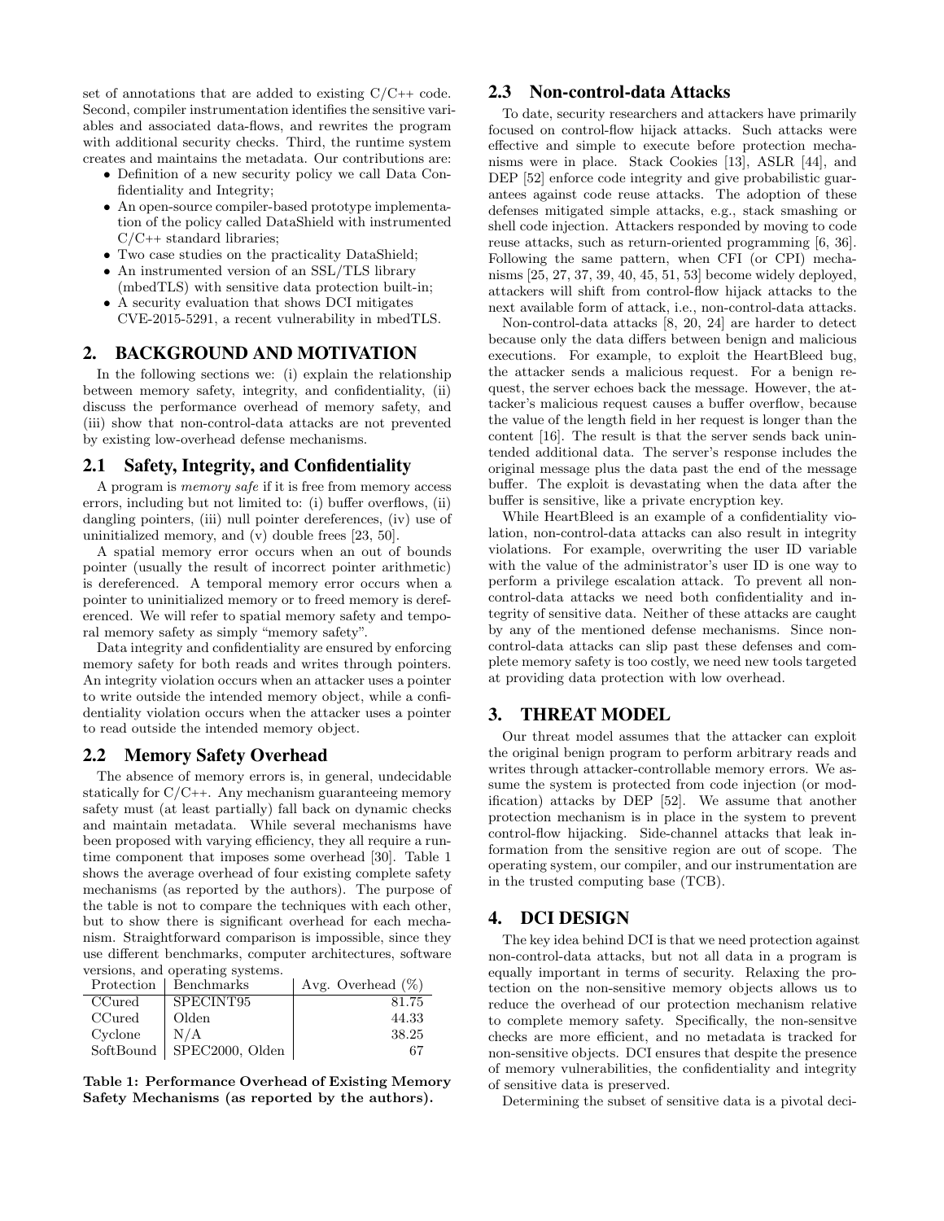set of annotations that are added to existing C/C++ code. Second, compiler instrumentation identifies the sensitive variables and associated data-flows, and rewrites the program with additional security checks. Third, the runtime system creates and maintains the metadata. Our contributions are:

- Definition of a new security policy we call Data Confidentiality and Integrity;
- An open-source compiler-based prototype implementation of the policy called DataShield with instrumented C/C++ standard libraries;
- Two case studies on the practicality DataShield;
- An instrumented version of an SSL/TLS library (mbedTLS) with sensitive data protection built-in;
- A security evaluation that shows DCI mitigates CVE-2015-5291, a recent vulnerability in mbedTLS.

## 2. BACKGROUND AND MOTIVATION

In the following sections we: (i) explain the relationship between memory safety, integrity, and confidentiality, (ii) discuss the performance overhead of memory safety, and (iii) show that non-control-data attacks are not prevented by existing low-overhead defense mechanisms.

### 2.1 Safety, Integrity, and Confidentiality

A program is *memory safe* if it is free from memory access errors, including but not limited to: (i) buffer overflows, (ii) dangling pointers, (iii) null pointer dereferences, (iv) use of uninitialized memory, and (v) double frees [23, 50].

A spatial memory error occurs when an out of bounds pointer (usually the result of incorrect pointer arithmetic) is dereferenced. A temporal memory error occurs when a pointer to uninitialized memory or to freed memory is dereferenced. We will refer to spatial memory safety and temporal memory safety as simply "memory safety".

Data integrity and confidentiality are ensured by enforcing memory safety for both reads and writes through pointers. An integrity violation occurs when an attacker uses a pointer to write outside the intended memory object, while a confidentiality violation occurs when the attacker uses a pointer to read outside the intended memory object.

### 2.2 Memory Safety Overhead

The absence of memory errors is, in general, undecidable statically for C/C++. Any mechanism guaranteeing memory safety must (at least partially) fall back on dynamic checks and maintain metadata. While several mechanisms have been proposed with varying efficiency, they all require a runtime component that imposes some overhead [30]. Table 1 shows the average overhead of four existing complete safety mechanisms (as reported by the authors). The purpose of the table is not to compare the techniques with each other, but to show there is significant overhead for each mechanism. Straightforward comparison is impossible, since they use different benchmarks, computer architectures, software versions, and operating systems.

| Protection | Benchmarks | Avg. Overhead (%) |
|---|---|---|
| CCured | SPECINT95 | 81.75 |
| CCured | Olden | 44.33 |
| Cyclone | N/A | 38.25 |
| SoftBound | SPEC2000, Olden | 67 |

**Table 1: Performance Overhead of Existing Memory Safety Mechanisms (as reported by the authors).**

### 2.3 Non-control-data Attacks

To date, security researchers and attackers have primarily focused on control-flow hijack attacks. Such attacks were effective and simple to execute before protection mechanisms were in place. Stack Cookies [13], ASLR [44], and DEP [52] enforce code integrity and give probabilistic guarantees against code reuse attacks. The adoption of these defenses mitigated simple attacks, e.g., stack smashing or shell code injection. Attackers responded by moving to code reuse attacks, such as return-oriented programming [6, 36]. Following the same pattern, when CFI (or CPI) mechanisms [25, 27, 37, 39, 40, 45, 51, 53] become widely deployed, attackers will shift from control-flow hijack attacks to the next available form of attack, i.e., non-control-data attacks.

Non-control-data attacks [8, 20, 24] are harder to detect because only the data differs between benign and malicious executions. For example, to exploit the HeartBleed bug, the attacker sends a malicious request. For a benign request, the server echoes back the message. However, the attacker's malicious request causes a buffer overflow, because the value of the length field in her request is longer than the content [16]. The result is that the server sends back unintended additional data. The server's response includes the original message plus the data past the end of the message buffer. The exploit is devastating when the data after the buffer is sensitive, like a private encryption key.

While HeartBleed is an example of a confidentiality violation, non-control-data attacks can also result in integrity violations. For example, overwriting the user ID variable with the value of the administrator's user ID is one way to perform a privilege escalation attack. To prevent all non-control-data attacks we need both confidentiality and integrity of sensitive data. Neither of these attacks are caught by any of the mentioned defense mechanisms. Since non-control-data attacks can slip past these defenses and complete memory safety is too costly, we need new tools targeted at providing data protection with low overhead.

## 3. THREAT MODEL

Our threat model assumes that the attacker can exploit the original benign program to perform arbitrary reads and writes through attacker-controllable memory errors. We assume the system is protected from code injection (or modification) attacks by DEP [52]. We assume that another protection mechanism is in place in the system to prevent control-flow hijacking. Side-channel attacks that leak information from the sensitive region are out of scope. The operating system, our compiler, and our instrumentation are in the trusted computing base (TCB).

## 4. DCI DESIGN

The key idea behind DCI is that we need protection against non-control-data attacks, but not all data in a program is equally important in terms of security. Relaxing the protection on the non-sensitive memory objects allows us to reduce the overhead of our protection mechanism relative to complete memory safety. Specifically, the non-sensitve checks are more efficient, and no metadata is tracked for non-sensitive objects. DCI ensures that despite the presence of memory vulnerabilities, the confidentiality and integrity of sensitive data is preserved.

Determining the subset of sensitive data is a pivotal deci-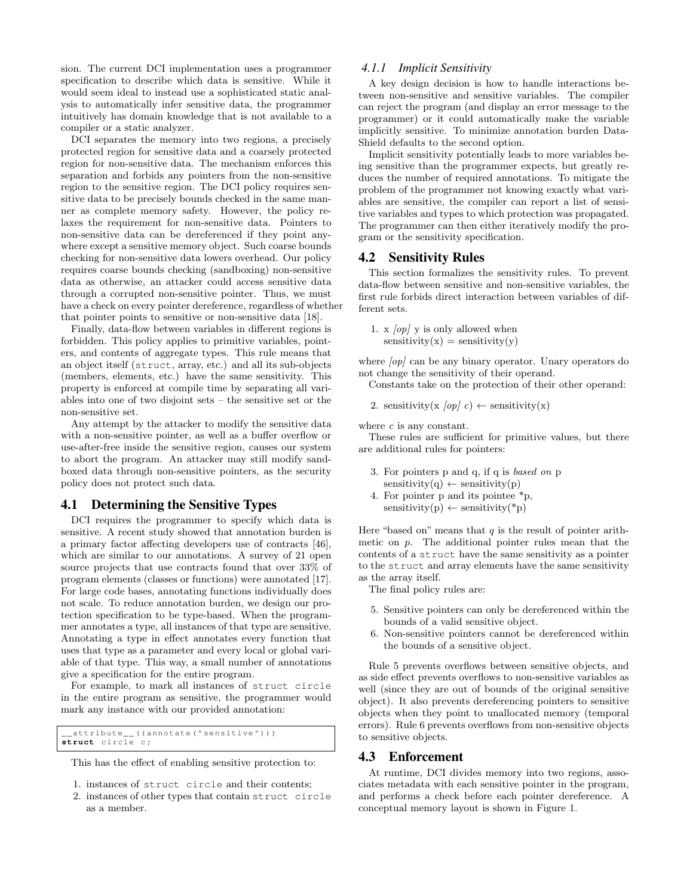sion. The current DCI implementation uses a programmer specification to describe which data is sensitive. While it would seem ideal to instead use a sophisticated static analysis to automatically infer sensitive data, the programmer intuitively has domain knowledge that is not available to a compiler or a static analyzer.

DCI separates the memory into two regions, a precisely protected region for sensitive data and a coarsely protected region for non-sensitive data. The mechanism enforces this separation and forbids any pointers from the non-sensitive region to the sensitive region. The DCI policy requires sensitive data to be precisely bounds checked in the same manner as complete memory safety. However, the policy relaxes the requirement for non-sensitive data. Pointers to non-sensitive data can be dereferenced if they point anywhere except a sensitive memory object. Such coarse bounds checking for non-sensitive data lowers overhead. Our policy requires coarse bounds checking (sandboxing) non-sensitive data as otherwise, an attacker could access sensitive data through a corrupted non-sensitive pointer. Thus, we must have a check on every pointer dereference, regardless of whether that pointer points to sensitive or non-sensitive data [18].

Finally, data-flow between variables in different regions is forbidden. This policy applies to primitive variables, pointers, and contents of aggregate types. This rule means that an object itself (`struct`, array, etc.) and all its sub-objects (members, elements, etc.) have the same sensitivity. This property is enforced at compile time by separating all variables into one of two disjoint sets – the sensitive set or the non-sensitive set.

Any attempt by the attacker to modify the sensitive data with a non-sensitive pointer, as well as a buffer overflow or use-after-free inside the sensitive region, causes our system to abort the program. An attacker may still modify sandboxed data through non-sensitive pointers, as the security policy does not protect such data.

## 4.1 Determining the Sensitive Types

DCI requires the programmer to specify which data is sensitive. A recent study showed that annotation burden is a primary factor affecting developers use of contracts [46], which are similar to our annotations. A survey of 21 open source projects that use contracts found that over 33% of program elements (classes or functions) were annotated [17]. For large code bases, annotating functions individually does not scale. To reduce annotation burden, we design our protection specification to be type-based. When the programmer annotates a type, all instances of that type are sensitive. Annotating a type in effect annotates every function that uses that type as a parameter and every local or global variable of that type. This way, a small number of annotations give a specification for the entire program.

For example, to mark all instances of `struct circle` in the entire program as sensitive, the programmer would mark any instance with our provided annotation:

```
__attribute__((annotate("sensitive")))
struct circle c;
```

This has the effect of enabling sensitive protection to:

1. instances of `struct circle` and their contents;
2. instances of other types that contain `struct circle` as a member.

### 4.1.1 Implicit Sensitivity

A key design decision is how to handle interactions between non-sensitive and sensitive variables. The compiler can reject the program (and display an error message to the programmer) or it could automatically make the variable implicitly sensitive. To minimize annotation burden DataShield defaults to the second option.

Implicit sensitivity potentially leads to more variables being sensitive than the programmer expects, but greatly reduces the number of required annotations. To mitigate the problem of the programmer not knowing exactly what variables are sensitive, the compiler can report a list of sensitive variables and types to which protection was propagated. The programmer can then either iteratively modify the program or the sensitivity specification.

## 4.2 Sensitivity Rules

This section formalizes the sensitivity rules. To prevent data-flow between sensitive and non-sensitive variables, the first rule forbids direct interaction between variables of different sets.

1. x *[op]* y is only allowed when sensitivity(x) = sensitivity(y)

where *[op]* can be any binary operator. Unary operators do not change the sensitivity of their operand.

Constants take on the protection of their other operand:

2. sensitivity(x *[op] c*) ← sensitivity(x)

where *c* is any constant.

These rules are sufficient for primitive values, but there are additional rules for pointers:

3. For pointers p and q, if q is *based on* p sensitivity(q) ← sensitivity(p)
4. For pointer p and its pointee *p, sensitivity(p) ← sensitivity(*p)

Here "based on" means that *q* is the result of pointer arithmetic on *p*. The additional pointer rules mean that the contents of a `struct` have the same sensitivity as a pointer to the `struct` and array elements have the same sensitivity as the array itself.

The final policy rules are:

5. Sensitive pointers can only be dereferenced within the bounds of a valid sensitive object.
6. Non-sensitive pointers cannot be dereferenced within the bounds of a sensitive object.

Rule 5 prevents overflows between sensitive objects, and as side effect prevents overflows to non-sensitive variables as well (since they are out of bounds of the original sensitive object). It also prevents dereferencing pointers to sensitive objects when they point to unallocated memory (temporal errors). Rule 6 prevents overflows from non-sensitive objects to sensitive objects.

## 4.3 Enforcement

At runtime, DCI divides memory into two regions, associates metadata with each sensitive pointer in the program, and performs a check before each pointer dereference. A conceptual memory layout is shown in Figure 1.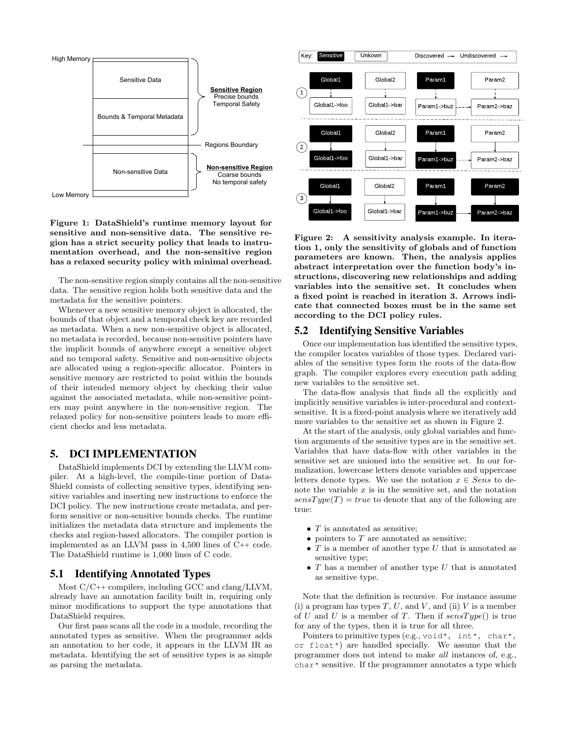**Figure 1: DataShield's runtime memory layout for sensitive and non-sensitive data. The sensitive region has a strict security policy that leads to instrumentation overhead, and the non-sensitive region has a relaxed security policy with minimal overhead.**

The non-sensitive region simply contains all the non-sensitive data. The sensitive region holds both sensitive data and the metadata for the sensitive pointers.

Whenever a new sensitive memory object is allocated, the bounds of that object and a temporal check key are recorded as metadata. When a new non-sensitive object is allocated, no metadata is recorded, because non-sensitive pointers have the implicit bounds of anywhere except a sensitive object and no temporal safety. Sensitive and non-sensitive objects are allocated using a region-specific allocator. Pointers in sensitive memory are restricted to point within the bounds of their intended memory object by checking their value against the associated metadata, while non-sensitive pointers may point anywhere in the non-sensitive region. The relaxed policy for non-sensitive pointers leads to more efficient checks and less metadata.

# 5. DCI IMPLEMENTATION

DataShield implements DCI by extending the LLVM compiler. At a high-level, the compile-time portion of DataShield consists of collecting sensitive types, identifying sensitive variables and inserting new instructions to enforce the DCI policy. The new instructions create metadata, and perform sensitive or non-sensitive bounds checks. The runtime initializes the metadata data structure and implements the checks and region-based allocators. The compiler portion is implemented as an LLVM pass in 4,500 lines of C++ code. The DataShield runtime is 1,000 lines of C code.

## 5.1 Identifying Annotated Types

Most C/C++ compilers, including GCC and clang/LLVM, already have an annotation facility built in, requiring only minor modifications to support the type annotations that DataShield requires.

Our first pass scans all the code in a module, recording the annotated types as sensitive. When the programmer adds an annotation to her code, it appears in the LLVM IR as metadata. Identifying the set of sensitive types is as simple as parsing the metadata.

**Figure 2: A sensitivity analysis example. In iteration 1, only the sensitivity of globals and of function parameters are known. Then, the analysis applies abstract interpretation over the function body's instructions, discovering new relationships and adding variables into the sensitive set. It concludes when a fixed point is reached in iteration 3. Arrows indicate that connected boxes must be in the same set according to the DCI policy rules.**

## 5.2 Identifying Sensitive Variables

Once our implementation has identified the sensitive types, the compiler locates variables of those types. Declared variables of the sensitive types form the roots of the data-flow graph. The compiler explores every execution path adding new variables to the sensitive set.

The data-flow analysis that finds all the explicitly and implicitly sensitive variables is inter-procedural and context-sensitive. It is a fixed-point analysis where we iteratively add more variables to the sensitive set as shown in Figure 2.

At the start of the analysis, only global variables and function arguments of the sensitive types are in the sensitive set. Variables that have data-flow with other variables in the sensitive set are unioned into the sensitive set. In our formalization, lowercase letters denote variables and uppercase letters denote types. We use the notation $x \in Sens$ to denote the variable $x$ is in the sensitive set, and the notation $sensType(T) = true$ to denote that any of the following are true:

- $T$ is annotated as sensitive;
- pointers to $T$ are annotated as sensitive;
- $T$ is a member of another type $U$ that is annotated as sensitive type;
- $T$ has a member of another type $U$ that is annotated as sensitive type.

Note that the definition is recursive. For instance assume (i) a program has types $T$, $U$, and $V$, and (ii) $V$ is a member of $U$ and $U$ is a member of $T$. Then if $sensType()$ is true for any of the types, then it is true for all three.

Pointers to primitive types (e.g., `void*`, `int*`, `char*`, or `float*`) are handled specially. We assume that the programmer does not intend to make *all* instances of, e.g., `char*` sensitive. If the programmer annotates a type which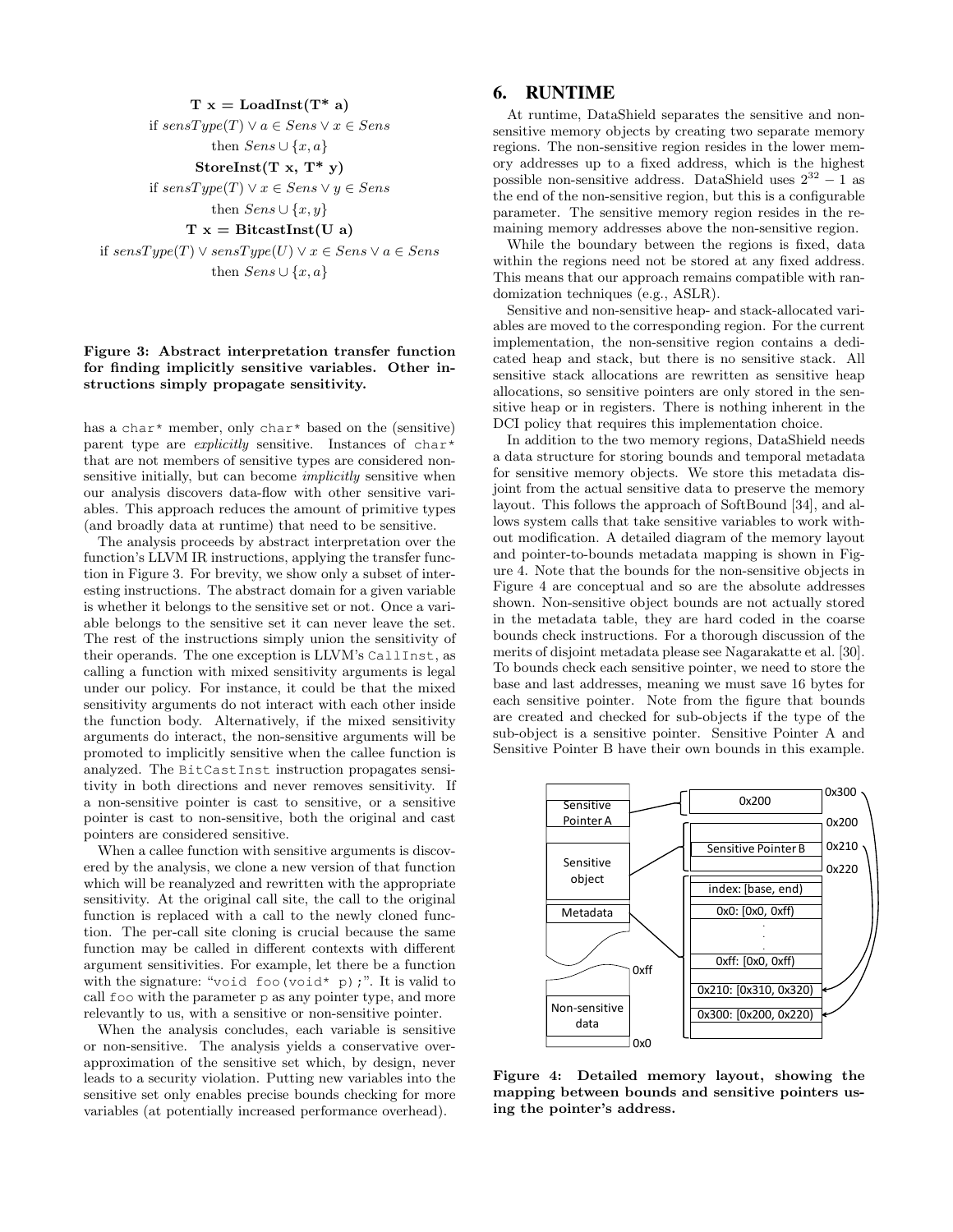**T x = LoadInst(T* a)**

if $sensType(T) \vee a \in Sens \vee x \in Sens$

then $Sens \cup \{x, a\}$

**StoreInst(T x, T* y)**

if $sensType(T) \vee x \in Sens \vee y \in Sens$

then $Sens \cup \{x, y\}$

**T x = BitcastInst(U a)**

if $sensType(T) \vee sensType(U) \vee x \in Sens \vee a \in Sens$

then $Sens \cup \{x, a\}$

**Figure 3: Abstract interpretation transfer function for finding implicitly sensitive variables. Other instructions simply propagate sensitivity.**

has a `char*` member, only `char*` based on the (sensitive) parent type are *explicitly* sensitive. Instances of `char*` that are not members of sensitive types are considered non-sensitive initially, but can become *implicitly* sensitive when our analysis discovers data-flow with other sensitive variables. This approach reduces the amount of primitive types (and broadly data at runtime) that need to be sensitive.

The analysis proceeds by abstract interpretation over the function's LLVM IR instructions, applying the transfer function in Figure 3. For brevity, we show only a subset of interesting instructions. The abstract domain for a given variable is whether it belongs to the sensitive set or not. Once a variable belongs to the sensitive set it can never leave the set. The rest of the instructions simply union the sensitivity of their operands. The one exception is LLVM's `CallInst`, as calling a function with mixed sensitivity arguments is legal under our policy. For instance, it could be that the mixed sensitivity arguments do not interact with each other inside the function body. Alternatively, if the mixed sensitivity arguments do interact, the non-sensitive arguments will be promoted to implicitly sensitive when the callee function is analyzed. The `BitCastInst` instruction propagates sensitivity in both directions and never removes sensitivity. If a non-sensitive pointer is cast to sensitive, or a sensitive pointer is cast to non-sensitive, both the original and cast pointers are considered sensitive.

When a callee function with sensitive arguments is discovered by the analysis, we clone a new version of that function which will be reanalyzed and rewritten with the appropriate sensitivity. At the original call site, the call to the original function is replaced with a call to the newly cloned function. The per-call site cloning is crucial because the same function may be called in different contexts with different argument sensitivities. For example, let there be a function with the signature: "`void foo(void* p);`". It is valid to call `foo` with the parameter p as any pointer type, and more relevantly to us, with a sensitive or non-sensitive pointer.

When the analysis concludes, each variable is sensitive or non-sensitive. The analysis yields a conservative over-approximation of the sensitive set which, by design, never leads to a security violation. Putting new variables into the sensitive set only enables precise bounds checking for more variables (at potentially increased performance overhead).

## 6. RUNTIME

At runtime, DataShield separates the sensitive and non-sensitive memory objects by creating two separate memory regions. The non-sensitive region resides in the lower memory addresses up to a fixed address, which is the highest possible non-sensitive address. DataShield uses $2^{32} - 1$ as the end of the non-sensitive region, but this is a configurable parameter. The sensitive memory region resides in the remaining memory addresses above the non-sensitive region.

While the boundary between the regions is fixed, data within the regions need not be stored at any fixed address. This means that our approach remains compatible with randomization techniques (e.g., ASLR).

Sensitive and non-sensitive heap- and stack-allocated variables are moved to the corresponding region. For the current implementation, the non-sensitive region contains a dedicated heap and stack, but there is no sensitive stack. All sensitive stack allocations are rewritten as sensitive heap allocations, so sensitive pointers are only stored in the sensitive heap or in registers. There is nothing inherent in the DCI policy that requires this implementation choice.

In addition to the two memory regions, DataShield needs a data structure for storing bounds and temporal metadata for sensitive memory objects. We store this metadata disjoint from the actual sensitive data to preserve the memory layout. This follows the approach of SoftBound [34], and allows system calls that take sensitive variables to work without modification. A detailed diagram of the memory layout and pointer-to-bounds metadata mapping is shown in Figure 4. Note that the bounds for the non-sensitive objects in Figure 4 are conceptual and so are the absolute addresses shown. Non-sensitive object bounds are not actually stored in the metadata table, they are hard coded in the coarse bounds check instructions. For a thorough discussion of the merits of disjoint metadata please see Nagarakatte et al. [30]. To bounds check each sensitive pointer, we need to store the base and last addresses, meaning we must save 16 bytes for each sensitive pointer. Note from the figure that bounds are created and checked for sub-objects if the type of the sub-object is a sensitive pointer. Sensitive Pointer A and Sensitive Pointer B have their own bounds in this example.

Sensitive Pointer A
Sensitive object
Metadata
Non-sensitive data
0xff
0x0
0x200
0x300
0x200
0x210
0x220
Sensitive Pointer B
index: [base, end)
0x0: [0x0, 0xff)
0xff: [0x0, 0xff)
0x210: [0x310, 0x320)
0x300: [0x200, 0x220)

**Figure 4: Detailed memory layout, showing the mapping between bounds and sensitive pointers using the pointer's address.**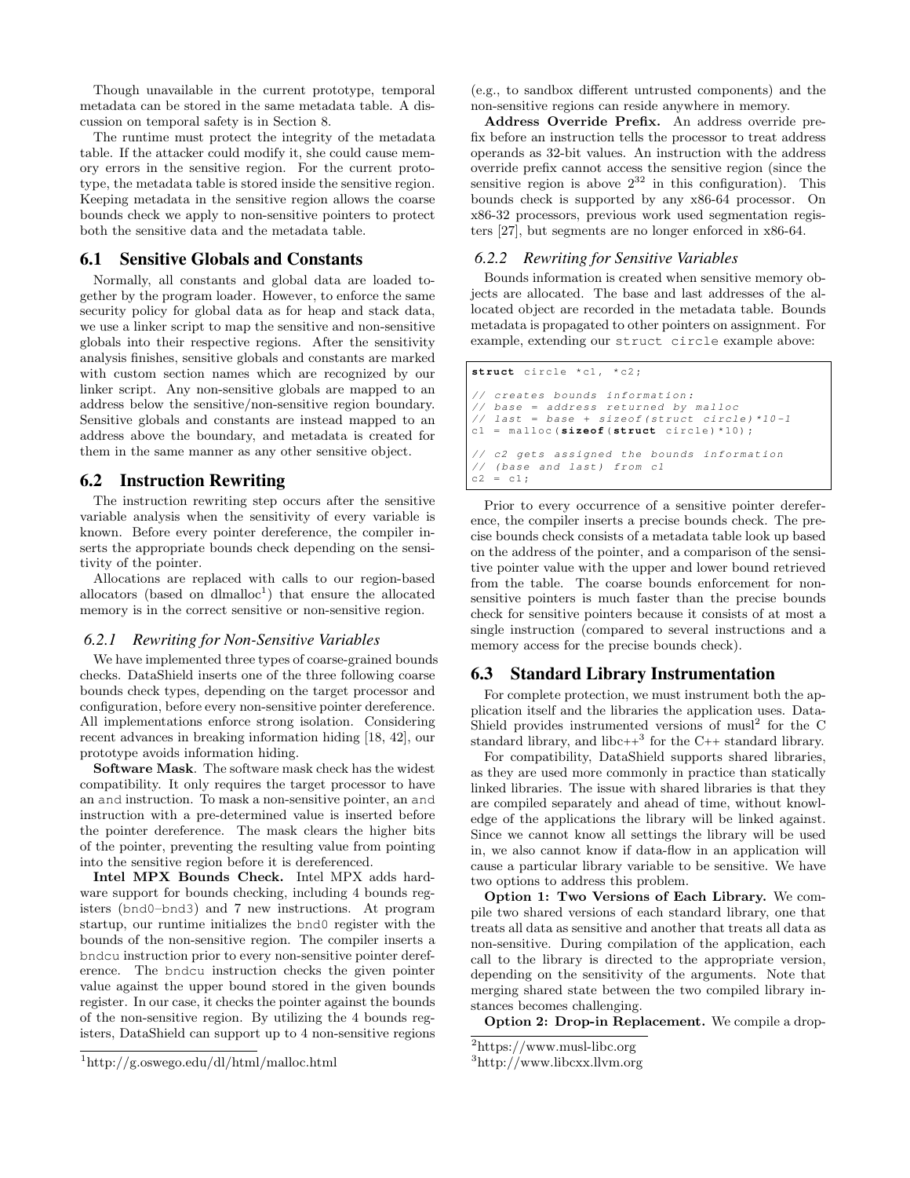Though unavailable in the current prototype, temporal metadata can be stored in the same metadata table. A discussion on temporal safety is in Section 8.

The runtime must protect the integrity of the metadata table. If the attacker could modify it, she could cause memory errors in the sensitive region. For the current prototype, the metadata table is stored inside the sensitive region. Keeping metadata in the sensitive region allows the coarse bounds check we apply to non-sensitive pointers to protect both the sensitive data and the metadata table.

## 6.1 Sensitive Globals and Constants

Normally, all constants and global data are loaded together by the program loader. However, to enforce the same security policy for global data as for heap and stack data, we use a linker script to map the sensitive and non-sensitive globals into their respective regions. After the sensitivity analysis finishes, sensitive globals and constants are marked with custom section names which are recognized by our linker script. Any non-sensitive globals are mapped to an address below the sensitive/non-sensitive region boundary. Sensitive globals and constants are instead mapped to an address above the boundary, and metadata is created for them in the same manner as any other sensitive object.

## 6.2 Instruction Rewriting

The instruction rewriting step occurs after the sensitive variable analysis when the sensitivity of every variable is known. Before every pointer dereference, the compiler inserts the appropriate bounds check depending on the sensitivity of the pointer.

Allocations are replaced with calls to our region-based allocators (based on dlmalloc[1]) that ensure the allocated memory is in the correct sensitive or non-sensitive region.

### *6.2.1 Rewriting for Non-Sensitive Variables*

We have implemented three types of coarse-grained bounds checks. DataShield inserts one of the three following coarse bounds check types, depending on the target processor and configuration, before every non-sensitive pointer dereference. All implementations enforce strong isolation. Considering recent advances in breaking information hiding [18, 42], our prototype avoids information hiding.

**Software Mask**. The software mask check has the widest compatibility. It only requires the target processor to have an `and` instruction. To mask a non-sensitive pointer, an `and` instruction with a pre-determined value is inserted before the pointer dereference. The mask clears the higher bits of the pointer, preventing the resulting value from pointing into the sensitive region before it is dereferenced.

**Intel MPX Bounds Check.** Intel MPX adds hardware support for bounds checking, including 4 bounds registers (`bnd0`–`bnd3`) and 7 new instructions. At program startup, our runtime initializes the `bnd0` register with the bounds of the non-sensitive region. The compiler inserts a `bndcu` instruction prior to every non-sensitive pointer dereference. The `bndcu` instruction checks the given pointer value against the upper bound stored in the given bounds register. In our case, it checks the pointer against the bounds of the non-sensitive region. By utilizing the 4 bounds registers, DataShield can support up to 4 non-sensitive regions (e.g., to sandbox different untrusted components) and the non-sensitive regions can reside anywhere in memory.

**Address Override Prefix.** An address override prefix before an instruction tells the processor to treat address operands as 32-bit values. An instruction with the address override prefix cannot access the sensitive region (since the sensitive region is above $2^{32}$ in this configuration). This bounds check is supported by any x86-64 processor. On x86-32 processors, previous work used segmentation registers [27], but segments are no longer enforced in x86-64.

### *6.2.2 Rewriting for Sensitive Variables*

Bounds information is created when sensitive memory objects are allocated. The base and last addresses of the allocated object are recorded in the metadata table. Bounds metadata is propagated to other pointers on assignment. For example, extending our `struct circle` example above:

```
struct circle *c1, *c2;

// creates bounds information:
// base = address returned by malloc
// last = base + sizeof(struct circle)*10-1
c1 = malloc(sizeof(struct circle)*10);

// c2 gets assigned the bounds information
// (base and last) from c1
c2 = c1;
```

Prior to every occurrence of a sensitive pointer dereference, the compiler inserts a precise bounds check. The precise bounds check consists of a metadata table look up based on the address of the pointer, and a comparison of the sensitive pointer value with the upper and lower bound retrieved from the table. The coarse bounds enforcement for non-sensitive pointers is much faster than the precise bounds check for sensitive pointers because it consists of at most a single instruction (compared to several instructions and a memory access for the precise bounds check).

## 6.3 Standard Library Instrumentation

For complete protection, we must instrument both the application itself and the libraries the application uses. DataShield provides instrumented versions of musl[2] for the C standard library, and libc++[3] for the C++ standard library.

For compatibility, DataShield supports shared libraries, as they are used more commonly in practice than statically linked libraries. The issue with shared libraries is that they are compiled separately and ahead of time, without knowledge of the applications the library will be linked against. Since we cannot know all settings the library will be used in, we also cannot know if data-flow in an application will cause a particular library variable to be sensitive. We have two options to address this problem.

**Option 1: Two Versions of Each Library.** We compile two shared versions of each standard library, one that treats all data as sensitive and another that treats all data as non-sensitive. During compilation of the application, each call to the library is directed to the appropriate version, depending on the sensitivity of the arguments. Note that merging shared state between the two compiled library instances becomes challenging.

**Option 2: Drop-in Replacement.** We compile a drop-

[1] http://g.oswego.edu/dl/html/malloc.html

[2] https://www.musl-libc.org

[3] http://www.libcxx.llvm.org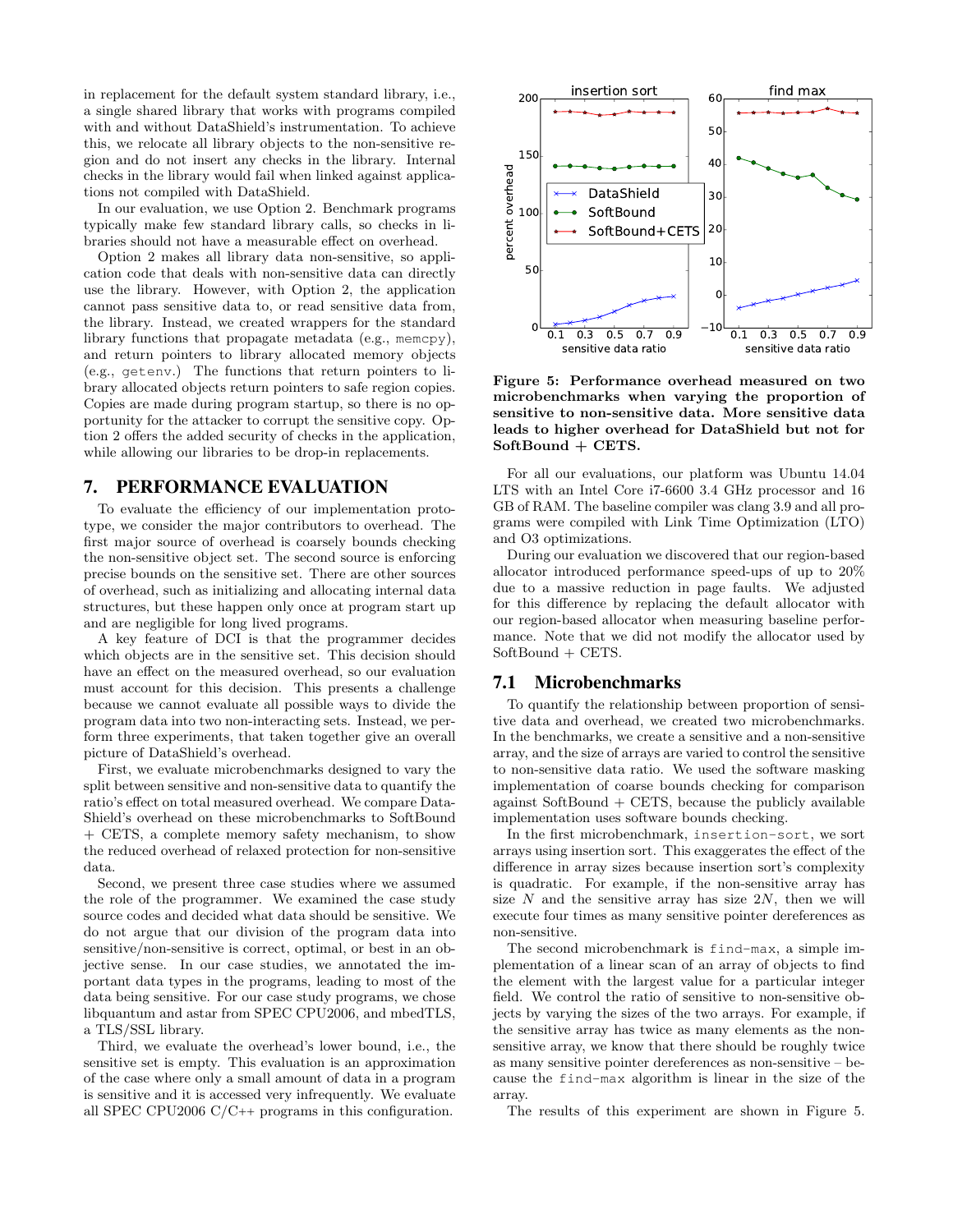in replacement for the default system standard library, i.e., a single shared library that works with programs compiled with and without DataShield's instrumentation. To achieve this, we relocate all library objects to the non-sensitive region and do not insert any checks in the library. Internal checks in the library would fail when linked against applications not compiled with DataShield.

In our evaluation, we use Option 2. Benchmark programs typically make few standard library calls, so checks in libraries should not have a measurable effect on overhead.

Option 2 makes all library data non-sensitive, so application code that deals with non-sensitive data can directly use the library. However, with Option 2, the application cannot pass sensitive data to, or read sensitive data from, the library. Instead, we created wrappers for the standard library functions that propagate metadata (e.g., `memcpy`), and return pointers to library allocated memory objects (e.g., `getenv`.) The functions that return pointers to library allocated objects return pointers to safe region copies. Copies are made during program startup, so there is no opportunity for the attacker to corrupt the sensitive copy. Option 2 offers the added security of checks in the application, while allowing our libraries to be drop-in replacements.

## 7. PERFORMANCE EVALUATION

To evaluate the efficiency of our implementation prototype, we consider the major contributors to overhead. The first major source of overhead is coarsely bounds checking the non-sensitive object set. The second source is enforcing precise bounds on the sensitive set. There are other sources of overhead, such as initializing and allocating internal data structures, but these happen only once at program start up and are negligible for long lived programs.

A key feature of DCI is that the programmer decides which objects are in the sensitive set. This decision should have an effect on the measured overhead, so our evaluation must account for this decision. This presents a challenge because we cannot evaluate all possible ways to divide the program data into two non-interacting sets. Instead, we perform three experiments, that taken together give an overall picture of DataShield's overhead.

First, we evaluate microbenchmarks designed to vary the split between sensitive and non-sensitive data to quantify the ratio's effect on total measured overhead. We compare DataShield's overhead on these microbenchmarks to SoftBound + CETS, a complete memory safety mechanism, to show the reduced overhead of relaxed protection for non-sensitive data.

Second, we present three case studies where we assumed the role of the programmer. We examined the case study source codes and decided what data should be sensitive. We do not argue that our division of the program data into sensitive/non-sensitive is correct, optimal, or best in an objective sense. In our case studies, we annotated the important data types in the programs, leading to most of the data being sensitive. For our case study programs, we chose libquantum and astar from SPEC CPU2006, and mbedTLS, a TLS/SSL library.

Third, we evaluate the overhead's lower bound, i.e., the sensitive set is empty. This evaluation is an approximation of the case where only a small amount of data in a program is sensitive and it is accessed very infrequently. We evaluate all SPEC CPU2006 C/C++ programs in this configuration.

**Figure 5: Performance overhead measured on two microbenchmarks when varying the proportion of sensitive to non-sensitive data. More sensitive data leads to higher overhead for DataShield but not for SoftBound + CETS.**

For all our evaluations, our platform was Ubuntu 14.04 LTS with an Intel Core i7-6600 3.4 GHz processor and 16 GB of RAM. The baseline compiler was clang 3.9 and all programs were compiled with Link Time Optimization (LTO) and O3 optimizations.

During our evaluation we discovered that our region-based allocator introduced performance speed-ups of up to 20% due to a massive reduction in page faults. We adjusted for this difference by replacing the default allocator with our region-based allocator when measuring baseline performance. Note that we did not modify the allocator used by SoftBound + CETS.

### 7.1 Microbenchmarks

To quantify the relationship between proportion of sensitive data and overhead, we created two microbenchmarks. In the benchmarks, we create a sensitive and a non-sensitive array, and the size of arrays are varied to control the sensitive to non-sensitive data ratio. We used the software masking implementation of coarse bounds checking for comparison against SoftBound + CETS, because the publicly available implementation uses software bounds checking.

In the first microbenchmark, `insertion-sort`, we sort arrays using insertion sort. This exaggerates the effect of the difference in array sizes because insertion sort's complexity is quadratic. For example, if the non-sensitive array has size $N$ and the sensitive array has size $2N$, then we will execute four times as many sensitive pointer dereferences as non-sensitive.

The second microbenchmark is `find-max`, a simple implementation of a linear scan of an array of objects to find the element with the largest value for a particular integer field. We control the ratio of sensitive to non-sensitive objects by varying the sizes of the two arrays. For example, if the sensitive array has twice as many elements as the non-sensitive array, we know that there should be roughly twice as many sensitive pointer dereferences as non-sensitive – because the `find-max` algorithm is linear in the size of the array.

The results of this experiment are shown in Figure 5.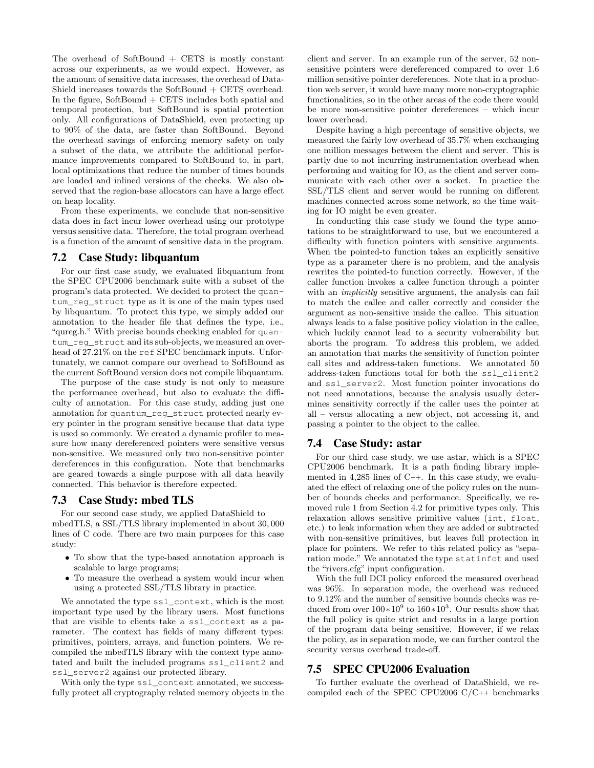The overhead of SoftBound + CETS is mostly constant across our experiments, as we would expect. However, as the amount of sensitive data increases, the overhead of DataShield increases towards the SoftBound + CETS overhead. In the figure, SoftBound + CETS includes both spatial and temporal protection, but SoftBound is spatial protection only. All configurations of DataShield, even protecting up to 90% of the data, are faster than SoftBound. Beyond the overhead savings of enforcing memory safety on only a subset of the data, we attribute the additional performance improvements compared to SoftBound to, in part, local optimizations that reduce the number of times bounds are loaded and inlined versions of the checks. We also observed that the region-base allocators can have a large effect on heap locality.

From these experiments, we conclude that non-sensitive data does in fact incur lower overhead using our prototype versus sensitive data. Therefore, the total program overhead is a function of the amount of sensitive data in the program.

## 7.2 Case Study: libquantum

For our first case study, we evaluated libquantum from the SPEC CPU2006 benchmark suite with a subset of the program's data protected. We decided to protect the `quantum_reg_struct` type as it is one of the main types used by libquantum. To protect this type, we simply added our annotation to the header file that defines the type, i.e., "qureg.h." With precise bounds checking enabled for `quantum_reg_struct` and its sub-objects, we measured an overhead of 27.21% on the `ref` SPEC benchmark inputs. Unfortunately, we cannot compare our overhead to SoftBound as the current SoftBound version does not compile libquantum.

The purpose of the case study is not only to measure the performance overhead, but also to evaluate the difficulty of annotation. For this case study, adding just one annotation for `quantum_reg_struct` protected nearly every pointer in the program sensitive because that data type is used so commonly. We created a dynamic profiler to measure how many dereferenced pointers were sensitive versus non-sensitive. We measured only two non-sensitive pointer dereferences in this configuration. Note that benchmarks are geared towards a single purpose with all data heavily connected. This behavior is therefore expected.

## 7.3 Case Study: mbed TLS

For our second case study, we applied DataShield to mbedTLS, a SSL/TLS library implemented in about 30,000 lines of C code. There are two main purposes for this case study:

- To show that the type-based annotation approach is scalable to large programs;
- To measure the overhead a system would incur when using a protected SSL/TLS library in practice.

We annotated the type `ssl_context`, which is the most important type used by the library users. Most functions that are visible to clients take a `ssl_context` as a parameter. The context has fields of many different types: primitives, pointers, arrays, and function pointers. We recompiled the mbedTLS library with the context type annotated and built the included programs `ssl_client2` and `ssl_server2` against our protected library.

With only the type `ssl_context` annotated, we successfully protect all cryptography related memory objects in the client and server. In an example run of the server, 52 non-sensitive pointers were dereferenced compared to over 1.6 million sensitive pointer dereferences. Note that in a production web server, it would have many more non-cryptographic functionalities, so in the other areas of the code there would be more non-sensitive pointer dereferences – which incur lower overhead.

Despite having a high percentage of sensitive objects, we measured the fairly low overhead of 35.7% when exchanging one million messages between the client and server. This is partly due to not incurring instrumentation overhead when performing and waiting for IO, as the client and server communicate with each other over a socket. In practice the SSL/TLS client and server would be running on different machines connected across some network, so the time waiting for IO might be even greater.

In conducting this case study we found the type annotations to be straightforward to use, but we encountered a difficulty with function pointers with sensitive arguments. When the pointed-to function takes an explicitly sensitive type as a parameter there is no problem, and the analysis rewrites the pointed-to function correctly. However, if the caller function invokes a callee function through a pointer with an *implicitly* sensitive argument, the analysis can fail to match the callee and caller correctly and consider the argument as non-sensitive inside the callee. This situation always leads to a false positive policy violation in the callee, which luckily cannot lead to a security vulnerability but aborts the program. To address this problem, we added an annotation that marks the sensitivity of function pointer call sites and address-taken functions. We annotated 50 address-taken functions total for both the `ssl_client2` and `ssl_server2`. Most function pointer invocations do not need annotations, because the analysis usually determines sensitivity correctly if the caller uses the pointer at all – versus allocating a new object, not accessing it, and passing a pointer to the object to the callee.

## 7.4 Case Study: astar

For our third case study, we use astar, which is a SPEC CPU2006 benchmark. It is a path finding library implemented in 4,285 lines of C++. In this case study, we evaluated the effect of relaxing one of the policy rules on the number of bounds checks and performance. Specifically, we removed rule 1 from Section 4.2 for primitive types only. This relaxation allows sensitive primitive values (`int`, `float`, etc.) to leak information when they are added or subtracted with non-sensitive primitives, but leaves full protection in place for pointers. We refer to this related policy as "separation mode." We annotated the type `statinfot` and used the "rivers.cfg" input configuration.

With the full DCI policy enforced the measured overhead was 96%. In separation mode, the overhead was reduced to 9.12% and the number of sensitive bounds checks was reduced from over $100 * 10^9$ to $160 * 10^3$. Our results show that the full policy is quite strict and results in a large portion of the program data being sensitive. However, if we relax the policy, as in separation mode, we can further control the security versus overhead trade-off.

## 7.5 SPEC CPU2006 Evaluation

To further evaluate the overhead of DataShield, we recompiled each of the SPEC CPU2006 C/C++ benchmarks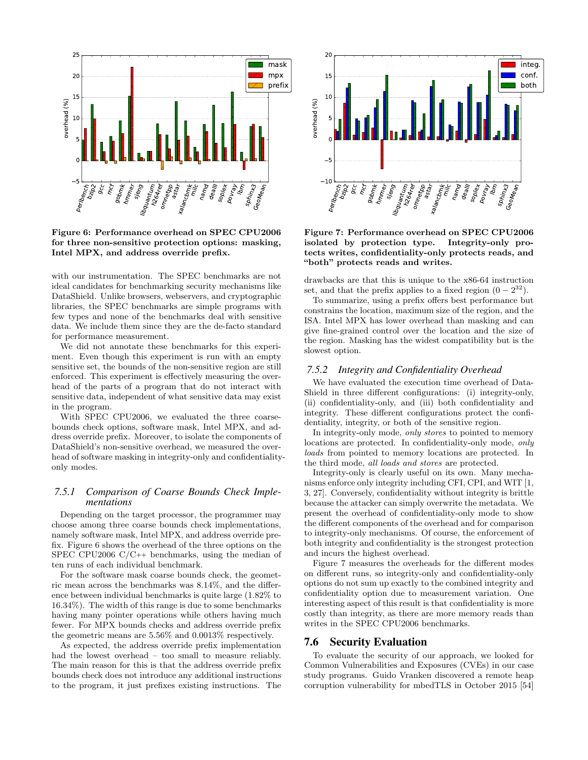Figure 6: Performance overhead on SPEC CPU2006 for three non-sensitive protection options: masking, Intel MPX, and address override prefix.

Figure 7: Performance overhead on SPEC CPU2006 isolated by protection type. Integrity-only protects writes, confidentiality-only protects reads, and "both" protects reads and writes.

with our instrumentation. The SPEC benchmarks are not ideal candidates for benchmarking security mechanisms like DataShield. Unlike browsers, webservers, and cryptographic libraries, the SPEC benchmarks are simple programs with few types and none of the benchmarks deal with sensitive data. We include them since they are the de-facto standard for performance measurement.

We did not annotate these benchmarks for this experiment. Even though this experiment is run with an empty sensitive set, the bounds of the non-sensitive region are still enforced. This experiment is effectively measuring the overhead of the parts of a program that do not interact with sensitive data, independent of what sensitive data may exist in the program.

With SPEC CPU2006, we evaluated the three coarse-bounds check options, software mask, Intel MPX, and address override prefix. Moreover, to isolate the components of DataShield's non-sensitive overhead, we measured the overhead of software masking in integrity-only and confidentiality-only modes.

### 7.5.1 Comparison of Coarse Bounds Check Implementations

Depending on the target processor, the programmer may choose among three coarse bounds check implementations, namely software mask, Intel MPX, and address override prefix. Figure 6 shows the overhead of the three options on the SPEC CPU2006 C/C++ benchmarks, using the median of ten runs of each individual benchmark.

For the software mask coarse bounds check, the geometric mean across the benchmarks was 8.14%, and the difference between individual benchmarks is quite large (1.82% to 16.34%). The width of this range is due to some benchmarks having many pointer operations while others having much fewer. For MPX bounds checks and address override prefix the geometric means are 5.56% and 0.0013% respectively.

As expected, the address override prefix implementation had the lowest overhead – too small to measure reliably. The main reason for this is that the address override prefix bounds check does not introduce any additional instructions to the program, it just prefixes existing instructions. The drawbacks are that this is unique to the x86-64 instruction set, and that the prefix applies to a fixed region ($0 - 2^{32}$).

To summarize, using a prefix offers best performance but constrains the location, maximum size of the region, and the ISA. Intel MPX has lower overhead than masking and can give fine-grained control over the location and the size of the region. Masking has the widest compatibility but is the slowest option.

### 7.5.2 Integrity and Confidentiality Overhead

We have evaluated the execution time overhead of DataShield in three different configurations: (i) integrity-only, (ii) confidentiality-only, and (iii) both confidentiality and integrity. These different configurations protect the confidentiality, integrity, or both of the sensitive region.

In integrity-only mode, *only stores* to pointed to memory locations are protected. In confidentiality-only mode, *only loads* from pointed to memory locations are protected. In the third mode, *all loads and stores* are protected.

Integrity-only is clearly useful on its own. Many mechanisms enforce only integrity including CFI, CPI, and WIT [1, 3, 27]. Conversely, confidentiality without integrity is brittle because the attacker can simply overwrite the metadata. We present the overhead of confidentiality-only mode to show the different components of the overhead and for comparison to integrity-only mechanisms. Of course, the enforcement of both integrity and confidentiality is the strongest protection and incurs the highest overhead.

Figure 7 measures the overheads for the different modes on different runs, so integrity-only and confidentiality-only options do not sum up exactly to the combined integrity and confidentiality option due to measurement variation. One interesting aspect of this result is that confidentiality is more costly than integrity, as there are more memory reads than writes in the SPEC CPU2006 benchmarks.

## 7.6 Security Evaluation

To evaluate the security of our approach, we looked for Common Vulnerabilities and Exposures (CVEs) in our case study programs. Guido Vranken discovered a remote heap corruption vulnerability for mbedTLS in October 2015 [54]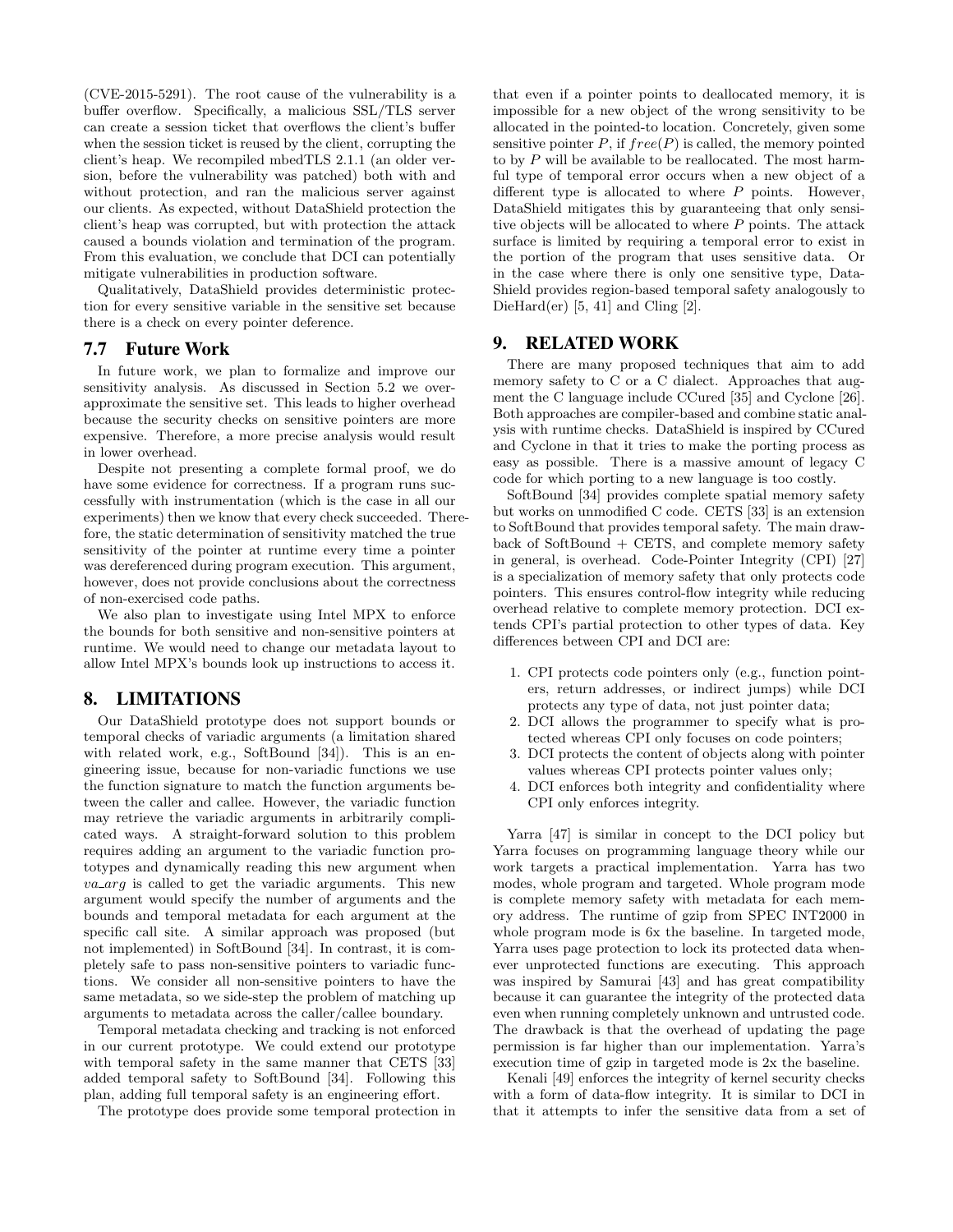(CVE-2015-5291). The root cause of the vulnerability is a buffer overflow. Specifically, a malicious SSL/TLS server can create a session ticket that overflows the client's buffer when the session ticket is reused by the client, corrupting the client's heap. We recompiled mbedTLS 2.1.1 (an older version, before the vulnerability was patched) both with and without protection, and ran the malicious server against our clients. As expected, without DataShield protection the client's heap was corrupted, but with protection the attack caused a bounds violation and termination of the program. From this evaluation, we conclude that DCI can potentially mitigate vulnerabilities in production software.

Qualitatively, DataShield provides deterministic protection for every sensitive variable in the sensitive set because there is a check on every pointer deference.

### 7.7 Future Work

In future work, we plan to formalize and improve our sensitivity analysis. As discussed in Section 5.2 we over-approximate the sensitive set. This leads to higher overhead because the security checks on sensitive pointers are more expensive. Therefore, a more precise analysis would result in lower overhead.

Despite not presenting a complete formal proof, we do have some evidence for correctness. If a program runs successfully with instrumentation (which is the case in all our experiments) then we know that every check succeeded. Therefore, the static determination of sensitivity matched the true sensitivity of the pointer at runtime every time a pointer was dereferenced during program execution. This argument, however, does not provide conclusions about the correctness of non-exercised code paths.

We also plan to investigate using Intel MPX to enforce the bounds for both sensitive and non-sensitive pointers at runtime. We would need to change our metadata layout to allow Intel MPX's bounds look up instructions to access it.

## 8. LIMITATIONS

Our DataShield prototype does not support bounds or temporal checks of variadic arguments (a limitation shared with related work, e.g., SoftBound [34]). This is an engineering issue, because for non-variadic functions we use the function signature to match the function arguments between the caller and callee. However, the variadic function may retrieve the variadic arguments in arbitrarily complicated ways. A straight-forward solution to this problem requires adding an argument to the variadic function prototypes and dynamically reading this new argument when *va_arg* is called to get the variadic arguments. This new argument would specify the number of arguments and the bounds and temporal metadata for each argument at the specific call site. A similar approach was proposed (but not implemented) in SoftBound [34]. In contrast, it is completely safe to pass non-sensitive pointers to variadic functions. We consider all non-sensitive pointers to have the same metadata, so we side-step the problem of matching up arguments to metadata across the caller/callee boundary.

Temporal metadata checking and tracking is not enforced in our current prototype. We could extend our prototype with temporal safety in the same manner that CETS [33] added temporal safety to SoftBound [34]. Following this plan, adding full temporal safety is an engineering effort.

The prototype does provide some temporal protection in that even if a pointer points to deallocated memory, it is impossible for a new object of the wrong sensitivity to be allocated in the pointed-to location. Concretely, given some sensitive pointer $P$, if $free(P)$ is called, the memory pointed to by $P$ will be available to be reallocated. The most harmful type of temporal error occurs when a new object of a different type is allocated to where $P$ points. However, DataShield mitigates this by guaranteeing that only sensitive objects will be allocated to where $P$ points. The attack surface is limited by requiring a temporal error to exist in the portion of the program that uses sensitive data. Or in the case where there is only one sensitive type, DataShield provides region-based temporal safety analogously to DieHard(er) [5, 41] and Cling [2].

## 9. RELATED WORK

There are many proposed techniques that aim to add memory safety to C or a C dialect. Approaches that augment the C language include CCured [35] and Cyclone [26]. Both approaches are compiler-based and combine static analysis with runtime checks. DataShield is inspired by CCured and Cyclone in that it tries to make the porting process as easy as possible. There is a massive amount of legacy C code for which porting to a new language is too costly.

SoftBound [34] provides complete spatial memory safety but works on unmodified C code. CETS [33] is an extension to SoftBound that provides temporal safety. The main drawback of SoftBound + CETS, and complete memory safety in general, is overhead. Code-Pointer Integrity (CPI) [27] is a specialization of memory safety that only protects code pointers. This ensures control-flow integrity while reducing overhead relative to complete memory protection. DCI extends CPI's partial protection to other types of data. Key differences between CPI and DCI are:

1. CPI protects code pointers only (e.g., function pointers, return addresses, or indirect jumps) while DCI protects any type of data, not just pointer data;
2. DCI allows the programmer to specify what is protected whereas CPI only focuses on code pointers;
3. DCI protects the content of objects along with pointer values whereas CPI protects pointer values only;
4. DCI enforces both integrity and confidentiality where CPI only enforces integrity.

Yarra [47] is similar in concept to the DCI policy but Yarra focuses on programming language theory while our work targets a practical implementation. Yarra has two modes, whole program and targeted. Whole program mode is complete memory safety with metadata for each memory address. The runtime of gzip from SPEC INT2000 in whole program mode is 6x the baseline. In targeted mode, Yarra uses page protection to lock its protected data whenever unprotected functions are executing. This approach was inspired by Samurai [43] and has great compatibility because it can guarantee the integrity of the protected data even when running completely unknown and untrusted code. The drawback is that the overhead of updating the page permission is far higher than our implementation. Yarra's execution time of gzip in targeted mode is 2x the baseline.

Kenali [49] enforces the integrity of kernel security checks with a form of data-flow integrity. It is similar to DCI in that it attempts to infer the sensitive data from a set of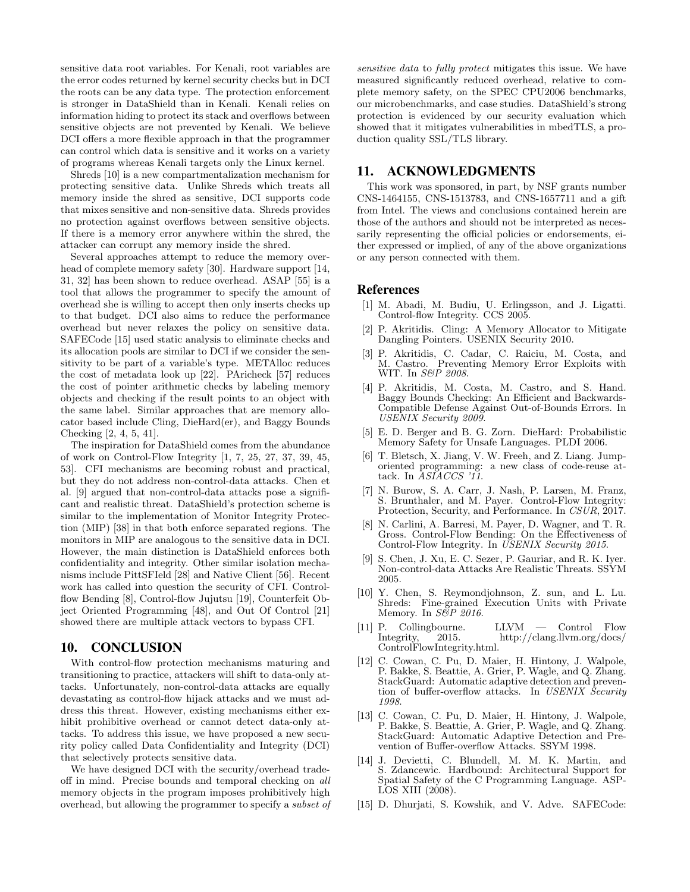sensitive data root variables. For Kenali, root variables are the error codes returned by kernel security checks but in DCI the roots can be any data type. The protection enforcement is stronger in DataShield than in Kenali. Kenali relies on information hiding to protect its stack and overflows between sensitive objects are not prevented by Kenali. We believe DCI offers a more flexible approach in that the programmer can control which data is sensitive and it works on a variety of programs whereas Kenali targets only the Linux kernel.

Shreds [10] is a new compartmentalization mechanism for protecting sensitive data. Unlike Shreds which treats all memory inside the shred as sensitive, DCI supports code that mixes sensitive and non-sensitive data. Shreds provides no protection against overflows between sensitive objects. If there is a memory error anywhere within the shred, the attacker can corrupt any memory inside the shred.

Several approaches attempt to reduce the memory overhead of complete memory safety [30]. Hardware support [14, 31, 32] has been shown to reduce overhead. ASAP [55] is a tool that allows the programmer to specify the amount of overhead she is willing to accept then only inserts checks up to that budget. DCI also aims to reduce the performance overhead but never relaxes the policy on sensitive data. SAFECode [15] used static analysis to eliminate checks and its allocation pools are similar to DCI if we consider the sensitivity to be part of a variable's type. METAlloc reduces the cost of metadata look up [22]. PAricheck [57] reduces the cost of pointer arithmetic checks by labeling memory objects and checking if the result points to an object with the same label. Similar approaches that are memory allocator based include Cling, DieHard(er), and Baggy Bounds Checking [2, 4, 5, 41].

The inspiration for DataShield comes from the abundance of work on Control-Flow Integrity [1, 7, 25, 27, 37, 39, 45, 53]. CFI mechanisms are becoming robust and practical, but they do not address non-control-data attacks. Chen et al. [9] argued that non-control-data attacks pose a significant and realistic threat. DataShield's protection scheme is similar to the implementation of Monitor Integrity Protection (MIP) [38] in that both enforce separated regions. The monitors in MIP are analogous to the sensitive data in DCI. However, the main distinction is DataShield enforces both confidentiality and integrity. Other similar isolation mechanisms include PittSFIeld [28] and Native Client [56]. Recent work has called into question the security of CFI. Control-flow Bending [8], Control-flow Jujutsu [19], Counterfeit Object Oriented Programming [48], and Out Of Control [21] showed there are multiple attack vectors to bypass CFI.

## 10. CONCLUSION

With control-flow protection mechanisms maturing and transitioning to practice, attackers will shift to data-only attacks. Unfortunately, non-control-data attacks are equally devastating as control-flow hijack attacks and we must address this threat. However, existing mechanisms either exhibit prohibitive overhead or cannot detect data-only attacks. To address this issue, we have proposed a new security policy called Data Confidentiality and Integrity (DCI) that selectively protects sensitive data.

We have designed DCI with the security/overhead tradeoff in mind. Precise bounds and temporal checking on *all* memory objects in the program imposes prohibitively high overhead, but allowing the programmer to specify a *subset of sensitive data* to *fully protect* mitigates this issue. We have measured significantly reduced overhead, relative to complete memory safety, on the SPEC CPU2006 benchmarks, our microbenchmarks, and case studies. DataShield's strong protection is evidenced by our security evaluation which showed that it mitigates vulnerabilities in mbedTLS, a production quality SSL/TLS library.

## 11. ACKNOWLEDGMENTS

This work was sponsored, in part, by NSF grants number CNS-1464155, CNS-1513783, and CNS-1657711 and a gift from Intel. The views and conclusions contained herein are those of the authors and should not be interpreted as necessarily representing the official policies or endorsements, either expressed or implied, of any of the above organizations or any person connected with them.

## References

[1] M. Abadi, M. Budiu, U. Erlingsson, and J. Ligatti. Control-flow Integrity. CCS 2005.

[2] P. Akritidis. Cling: A Memory Allocator to Mitigate Dangling Pointers. USENIX Security 2010.

[3] P. Akritidis, C. Cadar, C. Raiciu, M. Costa, and M. Castro. Preventing Memory Error Exploits with WIT. In *S&P 2008*.

[4] P. Akritidis, M. Costa, M. Castro, and S. Hand. Baggy Bounds Checking: An Efficient and Backwards-Compatible Defense Against Out-of-Bounds Errors. In *USENIX Security 2009*.

[5] E. D. Berger and B. G. Zorn. DieHard: Probabilistic Memory Safety for Unsafe Languages. PLDI 2006.

[6] T. Bletsch, X. Jiang, V. W. Freeh, and Z. Liang. Jump-oriented programming: a new class of code-reuse attack. In *ASIACCS '11*.

[7] N. Burow, S. A. Carr, J. Nash, P. Larsen, M. Franz, S. Brunthaler, and M. Payer. Control-Flow Integrity: Protection, Security, and Performance. In *CSUR*, 2017.

[8] N. Carlini, A. Barresi, M. Payer, D. Wagner, and T. R. Gross. Control-Flow Bending: On the Effectiveness of Control-Flow Integrity. In *USENIX Security 2015*.

[9] S. Chen, J. Xu, E. C. Sezer, P. Gauriar, and R. K. Iyer. Non-control-data Attacks Are Realistic Threats. SSYM 2005.

[10] Y. Chen, S. Reymondjohnson, Z. sun, and L. Lu. Shreds: Fine-grained Execution Units with Private Memory. In *S&P 2016*.

[11] P. Collingbourne. LLVM — Control Flow Integrity, 2015. http://clang.llvm.org/docs/ControlFlowIntegrity.html.

[12] C. Cowan, C. Pu, D. Maier, H. Hintony, J. Walpole, P. Bakke, S. Beattie, A. Grier, P. Wagle, and Q. Zhang. StackGuard: Automatic adaptive detection and prevention of buffer-overflow attacks. In *USENIX Security 1998*.

[13] C. Cowan, C. Pu, D. Maier, H. Hintony, J. Walpole, P. Bakke, S. Beattie, A. Grier, P. Wagle, and Q. Zhang. StackGuard: Automatic Adaptive Detection and Prevention of Buffer-overflow Attacks. SSYM 1998.

[14] J. Devietti, C. Blundell, M. M. K. Martin, and S. Zdancewic. Hardbound: Architectural Support for Spatial Safety of the C Programming Language. ASPLOS XIII (2008).

[15] D. Dhurjati, S. Kowshik, and V. Adve. SAFECode: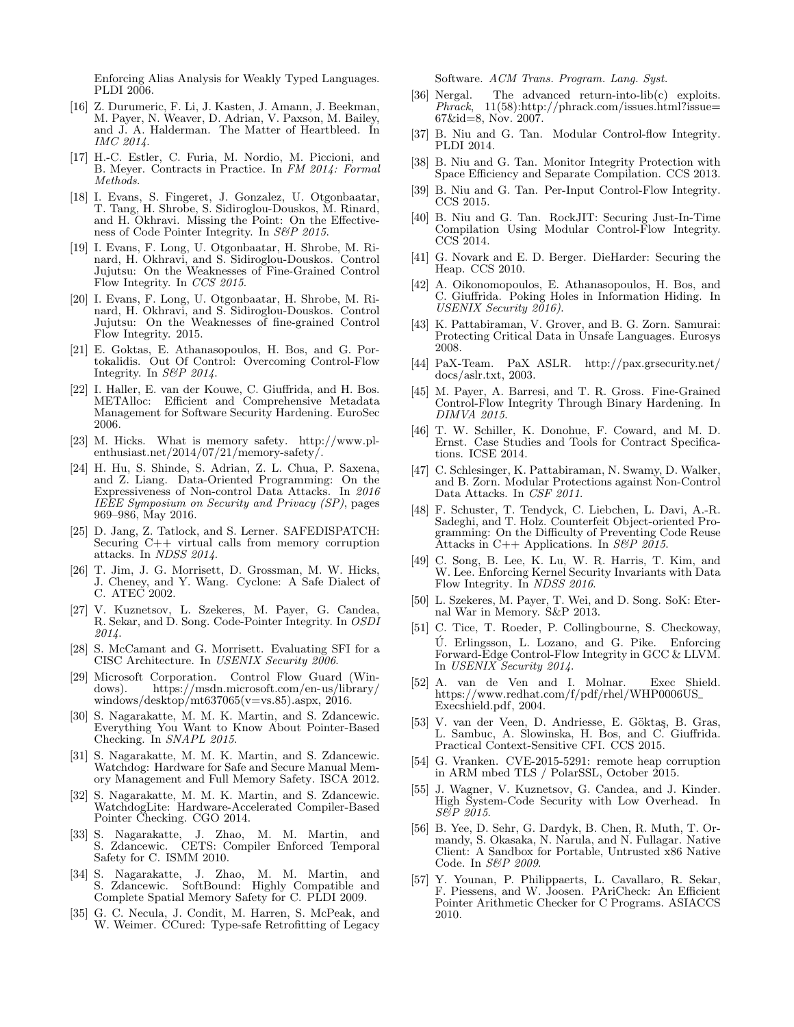Enforcing Alias Analysis for Weakly Typed Languages. PLDI 2006.

[16] Z. Durumeric, F. Li, J. Kasten, J. Amann, J. Beekman, M. Payer, N. Weaver, D. Adrian, V. Paxson, M. Bailey, and J. A. Halderman. The Matter of Heartbleed. In *IMC 2014*.

[17] H.-C. Estler, C. Furia, M. Nordio, M. Piccioni, and B. Meyer. Contracts in Practice. In *FM 2014: Formal Methods*.

[18] I. Evans, S. Fingeret, J. Gonzalez, U. Otgonbaatar, T. Tang, H. Shrobe, S. Sidiroglou-Douskos, M. Rinard, and H. Okhravi. Missing the Point: On the Effectiveness of Code Pointer Integrity. In *S&P 2015*.

[19] I. Evans, F. Long, U. Otgonbaatar, H. Shrobe, M. Rinard, H. Okhravi, and S. Sidiroglou-Douskos. Control Jujutsu: On the Weaknesses of Fine-Grained Control Flow Integrity. In *CCS 2015*.

[20] I. Evans, F. Long, U. Otgonbaatar, H. Shrobe, M. Rinard, H. Okhravi, and S. Sidiroglou-Douskos. Control Jujutsu: On the Weaknesses of fine-grained Control Flow Integrity. 2015.

[21] E. Goktas, E. Athanasopoulos, H. Bos, and G. Portokalidis. Out Of Control: Overcoming Control-Flow Integrity. In *S&P 2014*.

[22] I. Haller, E. van der Kouwe, C. Giuffrida, and H. Bos. METAlloc: Efficient and Comprehensive Metadata Management for Software Security Hardening. EuroSec 2006.

[23] M. Hicks. What is memory safety. http://www.pl-enthusiast.net/2014/07/21/memory-safety/.

[24] H. Hu, S. Shinde, S. Adrian, Z. L. Chua, P. Saxena, and Z. Liang. Data-Oriented Programming: On the Expressiveness of Non-control Data Attacks. In *2016 IEEE Symposium on Security and Privacy (SP)*, pages 969–986, May 2016.

[25] D. Jang, Z. Tatlock, and S. Lerner. SAFEDISPATCH: Securing C++ virtual calls from memory corruption attacks. In *NDSS 2014*.

[26] T. Jim, J. G. Morrisett, D. Grossman, M. W. Hicks, J. Cheney, and Y. Wang. Cyclone: A Safe Dialect of C. ATEC 2002.

[27] V. Kuznetsov, L. Szekeres, M. Payer, G. Candea, R. Sekar, and D. Song. Code-Pointer Integrity. In *OSDI 2014*.

[28] S. McCamant and G. Morrisett. Evaluating SFI for a CISC Architecture. In *USENIX Security 2006*.

[29] Microsoft Corporation. Control Flow Guard (Windows). https://msdn.microsoft.com/en-us/library/windows/desktop/mt637065(v=vs.85).aspx, 2016.

[30] S. Nagarakatte, M. M. K. Martin, and S. Zdancewic. Everything You Want to Know About Pointer-Based Checking. In *SNAPL 2015*.

[31] S. Nagarakatte, M. M. K. Martin, and S. Zdancewic. Watchdog: Hardware for Safe and Secure Manual Memory Management and Full Memory Safety. ISCA 2012.

[32] S. Nagarakatte, M. M. K. Martin, and S. Zdancewic. WatchdogLite: Hardware-Accelerated Compiler-Based Pointer Checking. CGO 2014.

[33] S. Nagarakatte, J. Zhao, M. M. Martin, and S. Zdancewic. CETS: Compiler Enforced Temporal Safety for C. ISMM 2010.

[34] S. Nagarakatte, J. Zhao, M. M. Martin, and S. Zdancewic. SoftBound: Highly Compatible and Complete Spatial Memory Safety for C. PLDI 2009.

[35] G. C. Necula, J. Condit, M. Harren, S. McPeak, and W. Weimer. CCured: Type-safe Retrofitting of Legacy Software. *ACM Trans. Program. Lang. Syst.*

[36] Nergal. The advanced return-into-lib(c) exploits. *Phrack*, 11(58):http://phrack.com/issues.html?issue=67&id=8, Nov. 2007.

[37] B. Niu and G. Tan. Modular Control-flow Integrity. PLDI 2014.

[38] B. Niu and G. Tan. Monitor Integrity Protection with Space Efficiency and Separate Compilation. CCS 2013.

[39] B. Niu and G. Tan. Per-Input Control-Flow Integrity. CCS 2015.

[40] B. Niu and G. Tan. RockJIT: Securing Just-In-Time Compilation Using Modular Control-Flow Integrity. CCS 2014.

[41] G. Novark and E. D. Berger. DieHarder: Securing the Heap. CCS 2010.

[42] A. Oikonomopoulos, E. Athanasopoulos, H. Bos, and C. Giuffrida. Poking Holes in Information Hiding. In *USENIX Security 2016)*.

[43] K. Pattabiraman, V. Grover, and B. G. Zorn. Samurai: Protecting Critical Data in Unsafe Languages. Eurosys 2008.

[44] PaX-Team. PaX ASLR. http://pax.grsecurity.net/docs/aslr.txt, 2003.

[45] M. Payer, A. Barresi, and T. R. Gross. Fine-Grained Control-Flow Integrity Through Binary Hardening. In *DIMVA 2015*.

[46] T. W. Schiller, K. Donohue, F. Coward, and M. D. Ernst. Case Studies and Tools for Contract Specifications. ICSE 2014.

[47] C. Schlesinger, K. Pattabiraman, N. Swamy, D. Walker, and B. Zorn. Modular Protections against Non-Control Data Attacks. In *CSF 2011*.

[48] F. Schuster, T. Tendyck, C. Liebchen, L. Davi, A.-R. Sadeghi, and T. Holz. Counterfeit Object-oriented Programming: On the Difficulty of Preventing Code Reuse Attacks in C++ Applications. In *S&P 2015*.

[49] C. Song, B. Lee, K. Lu, W. R. Harris, T. Kim, and W. Lee. Enforcing Kernel Security Invariants with Data Flow Integrity. In *NDSS 2016*.

[50] L. Szekeres, M. Payer, T. Wei, and D. Song. SoK: Eternal War in Memory. S&P 2013.

[51] C. Tice, T. Roeder, P. Collingbourne, S. Checkoway, Ú. Erlingsson, L. Lozano, and G. Pike. Enforcing Forward-Edge Control-Flow Integrity in GCC & LLVM. In *USENIX Security 2014*.

[52] A. van de Ven and I. Molnar. Exec Shield. https://www.redhat.com/f/pdf/rhel/WHP0006US_Execshield.pdf, 2004.

[53] V. van der Veen, D. Andriesse, E. Göktaş, B. Gras, L. Sambuc, A. Slowinska, H. Bos, and C. Giuffrida. Practical Context-Sensitive CFI. CCS 2015.

[54] G. Vranken. CVE-2015-5291: remote heap corruption in ARM mbed TLS / PolarSSL, October 2015.

[55] J. Wagner, V. Kuznetsov, G. Candea, and J. Kinder. High System-Code Security with Low Overhead. In *S&P 2015*.

[56] B. Yee, D. Sehr, G. Dardyk, B. Chen, R. Muth, T. Ormandy, S. Okasaka, N. Narula, and N. Fullagar. Native Client: A Sandbox for Portable, Untrusted x86 Native Code. In *S&P 2009*.

[57] Y. Younan, P. Philippaerts, L. Cavallaro, R. Sekar, F. Piessens, and W. Joosen. PAriCheck: An Efficient Pointer Arithmetic Checker for C Programs. ASIACCS 2010.